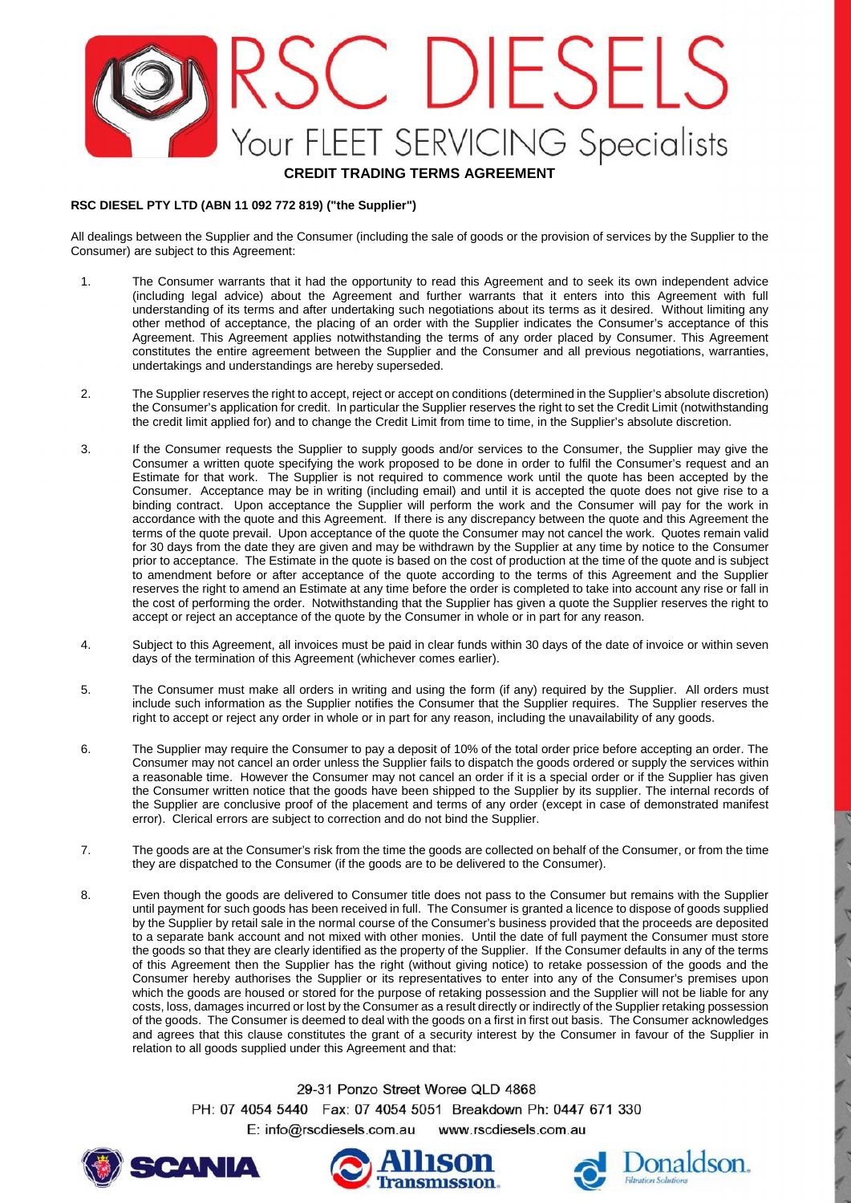# RSC DIESELS

Your FLEET SERVICING Specialists

## CREDIT TRADING TERMS AGREEMENT

**RSC DIESEL PTY LTD (ABN 11 092 772 819) ("the Supplier")**

All dealings between the Supplier and the Consumer (including the sale of goods or the provision of services by the Supplier to the Consumer) are subject to this Agreement:

1. The Consumer warrants that it had the opportunity to read this Agreement and to seek its own independent advice (including legal advice) about the Agreement and further warrants that it enters into this Agreement with full understanding of its terms and after undertaking such negotiations about its terms as it desired. Without limiting any other method of acceptance, the placing of an order with the Supplier indicates the Consumer's acceptance of this Agreement. This Agreement applies notwithstanding the terms of any order placed by Consumer. This Agreement constitutes the entire agreement between the Supplier and the Consumer and all previous negotiations, warranties, undertakings and understandings are hereby superseded.

2. The Supplier reserves the right to accept, reject or accept on conditions (determined in the Supplier's absolute discretion) the Consumer's application for credit. In particular the Supplier reserves the right to set the Credit Limit (notwithstanding the credit limit applied for) and to change the Credit Limit from time to time, in the Supplier's absolute discretion.

3. If the Consumer requests the Supplier to supply goods and/or services to the Consumer, the Supplier may give the Consumer a written quote specifying the work proposed to be done in order to fulfil the Consumer's request and an Estimate for that work. The Supplier is not required to commence work until the quote has been accepted by the Consumer. Acceptance may be in writing (including email) and until it is accepted the quote does not give rise to a binding contract. Upon acceptance the Supplier will perform the work and the Consumer will pay for the work in accordance with the quote and this Agreement. If there is any discrepancy between the quote and this Agreement the terms of the quote prevail. Upon acceptance of the quote the Consumer may not cancel the work. Quotes remain valid for 30 days from the date they are given and may be withdrawn by the Supplier at any time by notice to the Consumer prior to acceptance. The Estimate in the quote is based on the cost of production at the time of the quote and is subject to amendment before or after acceptance of the quote according to the terms of this Agreement and the Supplier reserves the right to amend an Estimate at any time before the order is completed to take into account any rise or fall in the cost of performing the order. Notwithstanding that the Supplier has given a quote the Supplier reserves the right to accept or reject an acceptance of the quote by the Consumer in whole or in part for any reason.

4. Subject to this Agreement, all invoices must be paid in clear funds within 30 days of the date of invoice or within seven days of the termination of this Agreement (whichever comes earlier).

5. The Consumer must make all orders in writing and using the form (if any) required by the Supplier. All orders must include such information as the Supplier notifies the Consumer that the Supplier requires. The Supplier reserves the right to accept or reject any order in whole or in part for any reason, including the unavailability of any goods.

6. The Supplier may require the Consumer to pay a deposit of 10% of the total order price before accepting an order. The Consumer may not cancel an order unless the Supplier fails to dispatch the goods ordered or supply the services within a reasonable time. However the Consumer may not cancel an order if it is a special order or if the Supplier has given the Consumer written notice that the goods have been shipped to the Supplier by its supplier. The internal records of the Supplier are conclusive proof of the placement and terms of any order (except in case of demonstrated manifest error). Clerical errors are subject to correction and do not bind the Supplier.

7. The goods are at the Consumer's risk from the time the goods are collected on behalf of the Consumer, or from the time they are dispatched to the Consumer (if the goods are to be delivered to the Consumer).

8. Even though the goods are delivered to Consumer title does not pass to the Consumer but remains with the Supplier until payment for such goods has been received in full. The Consumer is granted a licence to dispose of goods supplied by the Supplier by retail sale in the normal course of the Consumer's business provided that the proceeds are deposited to a separate bank account and not mixed with other monies. Until the date of full payment the Consumer must store the goods so that they are clearly identified as the property of the Supplier. If the Consumer defaults in any of the terms of this Agreement then the Supplier has the right (without giving notice) to retake possession of the goods and the Consumer hereby authorises the Supplier or its representatives to enter into any of the Consumer's premises upon which the goods are housed or stored for the purpose of retaking possession and the Supplier will not be liable for any costs, loss, damages incurred or lost by the Consumer as a result directly or indirectly of the Supplier retaking possession of the goods. The Consumer is deemed to deal with the goods on a first in first out basis. The Consumer acknowledges and agrees that this clause constitutes the grant of a security interest by the Consumer in favour of the Supplier in relation to all goods supplied under this Agreement and that:

29-31 Ponzo Street Woree QLD 4868
PH: 07 4054 5440 Fax: 07 4054 5051 Breakdown Ph: 0447 671 330
E: info@rscdiesels.com.au www.rscdiesels.com.au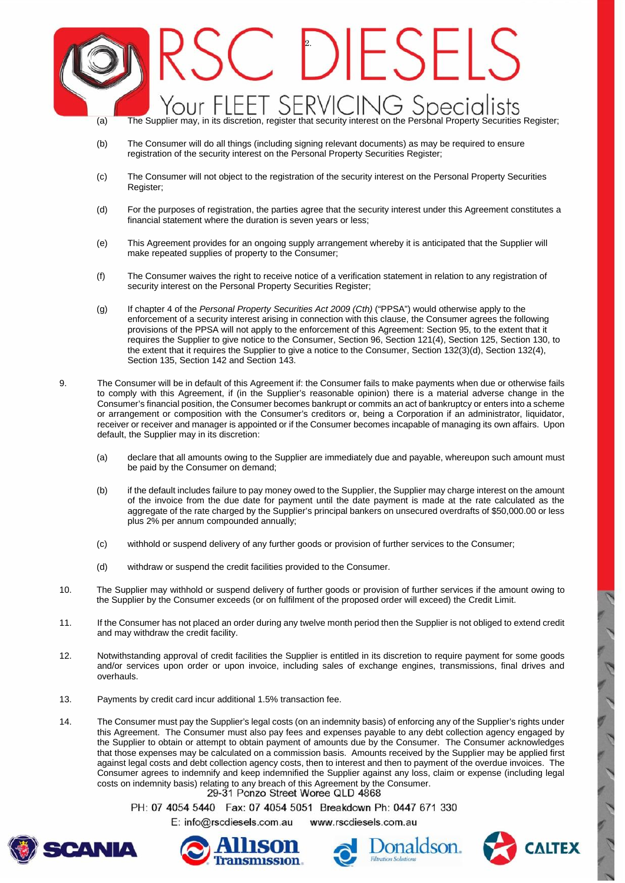(a) The Supplier may, in its discretion, register that security interest on the Personal Property Securities Register;

(b) The Consumer will do all things (including signing relevant documents) as may be required to ensure registration of the security interest on the Personal Property Securities Register;

(c) The Consumer will not object to the registration of the security interest on the Personal Property Securities Register;

(d) For the purposes of registration, the parties agree that the security interest under this Agreement constitutes a financial statement where the duration is seven years or less;

(e) This Agreement provides for an ongoing supply arrangement whereby it is anticipated that the Supplier will make repeated supplies of property to the Consumer;

(f) The Consumer waives the right to receive notice of a verification statement in relation to any registration of security interest on the Personal Property Securities Register;

(g) If chapter 4 of the *Personal Property Securities Act 2009 (Cth)* ("PPSA") would otherwise apply to the enforcement of a security interest arising in connection with this clause, the Consumer agrees the following provisions of the PPSA will not apply to the enforcement of this Agreement: Section 95, to the extent that it requires the Supplier to give notice to the Consumer, Section 96, Section 121(4), Section 125, Section 130, to the extent that it requires the Supplier to give a notice to the Consumer, Section 132(3)(d), Section 132(4), Section 135, Section 142 and Section 143.

9. The Consumer will be in default of this Agreement if: the Consumer fails to make payments when due or otherwise fails to comply with this Agreement, if (in the Supplier's reasonable opinion) there is a material adverse change in the Consumer's financial position, the Consumer becomes bankrupt or commits an act of bankruptcy or enters into a scheme or arrangement or composition with the Consumer's creditors or, being a Corporation if an administrator, liquidator, receiver or receiver and manager is appointed or if the Consumer becomes incapable of managing its own affairs. Upon default, the Supplier may in its discretion:

   (a) declare that all amounts owing to the Supplier are immediately due and payable, whereupon such amount must be paid by the Consumer on demand;

   (b) if the default includes failure to pay money owed to the Supplier, the Supplier may charge interest on the amount of the invoice from the due date for payment until the date payment is made at the rate calculated as the aggregate of the rate charged by the Supplier's principal bankers on unsecured overdrafts of $50,000.00 or less plus 2% per annum compounded annually;

   (c) withhold or suspend delivery of any further goods or provision of further services to the Consumer;

   (d) withdraw or suspend the credit facilities provided to the Consumer.

10. The Supplier may withhold or suspend delivery of further goods or provision of further services if the amount owing to the Supplier by the Consumer exceeds (or on fulfilment of the proposed order will exceed) the Credit Limit.

11. If the Consumer has not placed an order during any twelve month period then the Supplier is not obliged to extend credit and may withdraw the credit facility.

12. Notwithstanding approval of credit facilities the Supplier is entitled in its discretion to require payment for some goods and/or services upon order or upon invoice, including sales of exchange engines, transmissions, final drives and overhauls.

13. Payments by credit card incur additional 1.5% transaction fee.

14. The Consumer must pay the Supplier's legal costs (on an indemnity basis) of enforcing any of the Supplier's rights under this Agreement. The Consumer must also pay fees and expenses payable to any debt collection agency engaged by the Supplier to obtain or attempt to obtain payment of amounts due by the Consumer. The Consumer acknowledges that those expenses may be calculated on a commission basis. Amounts received by the Supplier may be applied first against legal costs and debt collection agency costs, then to interest and then to payment of the overdue invoices. The Consumer agrees to indemnify and keep indemnified the Supplier against any loss, claim or expense (including legal costs on indemnity basis) relating to any breach of this Agreement by the Consumer.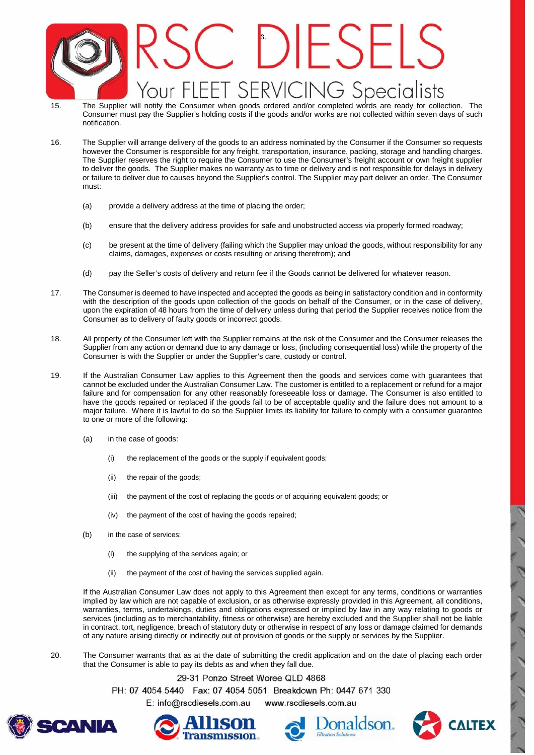15. The Supplier will notify the Consumer when goods ordered and/or completed words are ready for collection. The Consumer must pay the Supplier's holding costs if the goods and/or works are not collected within seven days of such notification.

16. The Supplier will arrange delivery of the goods to an address nominated by the Consumer if the Consumer so requests however the Consumer is responsible for any freight, transportation, insurance, packing, storage and handling charges. The Supplier reserves the right to require the Consumer to use the Consumer's freight account or own freight supplier to deliver the goods. The Supplier makes no warranty as to time or delivery and is not responsible for delays in delivery or failure to deliver due to causes beyond the Supplier's control. The Supplier may part deliver an order. The Consumer must:

    (a) provide a delivery address at the time of placing the order;

    (b) ensure that the delivery address provides for safe and unobstructed access via properly formed roadway;

    (c) be present at the time of delivery (failing which the Supplier may unload the goods, without responsibility for any claims, damages, expenses or costs resulting or arising therefrom); and

    (d) pay the Seller's costs of delivery and return fee if the Goods cannot be delivered for whatever reason.

17. The Consumer is deemed to have inspected and accepted the goods as being in satisfactory condition and in conformity with the description of the goods upon collection of the goods on behalf of the Consumer, or in the case of delivery, upon the expiration of 48 hours from the time of delivery unless during that period the Supplier receives notice from the Consumer as to delivery of faulty goods or incorrect goods.

18. All property of the Consumer left with the Supplier remains at the risk of the Consumer and the Consumer releases the Supplier from any action or demand due to any damage or loss, (including consequential loss) while the property of the Consumer is with the Supplier or under the Supplier's care, custody or control.

19. If the Australian Consumer Law applies to this Agreement then the goods and services come with guarantees that cannot be excluded under the Australian Consumer Law. The customer is entitled to a replacement or refund for a major failure and for compensation for any other reasonably foreseeable loss or damage. The Consumer is also entitled to have the goods repaired or replaced if the goods fail to be of acceptable quality and the failure does not amount to a major failure. Where it is lawful to do so the Supplier limits its liability for failure to comply with a consumer guarantee to one or more of the following:

    (a) in the case of goods:

        (i) the replacement of the goods or the supply if equivalent goods;

        (ii) the repair of the goods;

        (iii) the payment of the cost of replacing the goods or of acquiring equivalent goods; or

        (iv) the payment of the cost of having the goods repaired;

    (b) in the case of services:

        (i) the supplying of the services again; or

        (ii) the payment of the cost of having the services supplied again.

    If the Australian Consumer Law does not apply to this Agreement then except for any terms, conditions or warranties implied by law which are not capable of exclusion, or as otherwise expressly provided in this Agreement, all conditions, warranties, terms, undertakings, duties and obligations expressed or implied by law in any way relating to goods or services (including as to merchantability, fitness or otherwise) are hereby excluded and the Supplier shall not be liable in contract, tort, negligence, breach of statutory duty or otherwise in respect of any loss or damage claimed for demands of any nature arising directly or indirectly out of provision of goods or the supply or services by the Supplier.

20. The Consumer warrants that as at the date of submitting the credit application and on the date of placing each order that the Consumer is able to pay its debts as and when they fall due.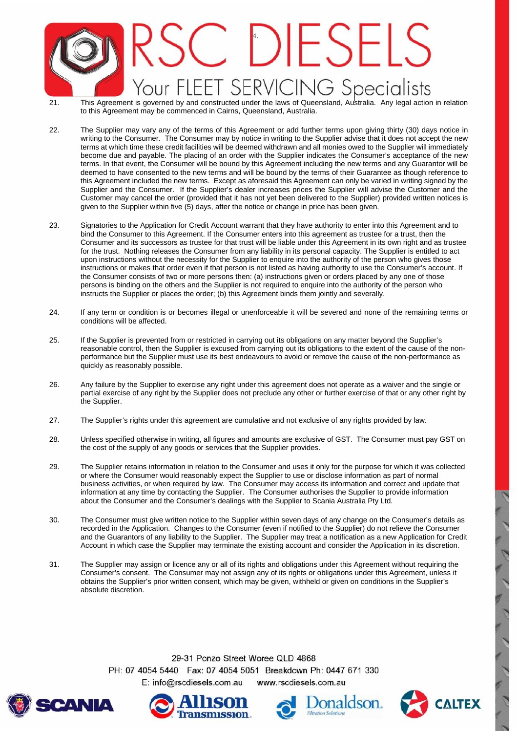21. This Agreement is governed by and constructed under the laws of Queensland, Australia. Any legal action in relation to this Agreement may be commenced in Cairns, Queensland, Australia.

22. The Supplier may vary any of the terms of this Agreement or add further terms upon giving thirty (30) days notice in writing to the Consumer. The Consumer may by notice in writing to the Supplier advise that it does not accept the new terms at which time these credit facilities will be deemed withdrawn and all monies owed to the Supplier will immediately become due and payable. The placing of an order with the Supplier indicates the Consumer's acceptance of the new terms. In that event, the Consumer will be bound by this Agreement including the new terms and any Guarantor will be deemed to have consented to the new terms and will be bound by the terms of their Guarantee as though reference to this Agreement included the new terms. Except as aforesaid this Agreement can only be varied in writing signed by the Supplier and the Consumer. If the Supplier's dealer increases prices the Supplier will advise the Customer and the Customer may cancel the order (provided that it has not yet been delivered to the Supplier) provided written notices is given to the Supplier within five (5) days, after the notice or change in price has been given.

23. Signatories to the Application for Credit Account warrant that they have authority to enter into this Agreement and to bind the Consumer to this Agreement. If the Consumer enters into this agreement as trustee for a trust, then the Consumer and its successors as trustee for that trust will be liable under this Agreement in its own right and as trustee for the trust. Nothing releases the Consumer from any liability in its personal capacity. The Supplier is entitled to act upon instructions without the necessity for the Supplier to enquire into the authority of the person who gives those instructions or makes that order even if that person is not listed as having authority to use the Consumer's account. If the Consumer consists of two or more persons then: (a) instructions given or orders placed by any one of those persons is binding on the others and the Supplier is not required to enquire into the authority of the person who instructs the Supplier or places the order; (b) this Agreement binds them jointly and severally.

24. If any term or condition is or becomes illegal or unenforceable it will be severed and none of the remaining terms or conditions will be affected.

25. If the Supplier is prevented from or restricted in carrying out its obligations on any matter beyond the Supplier's reasonable control, then the Supplier is excused from carrying out its obligations to the extent of the cause of the non-performance but the Supplier must use its best endeavours to avoid or remove the cause of the non-performance as quickly as reasonably possible.

26. Any failure by the Supplier to exercise any right under this agreement does not operate as a waiver and the single or partial exercise of any right by the Supplier does not preclude any other or further exercise of that or any other right by the Supplier.

27. The Supplier's rights under this agreement are cumulative and not exclusive of any rights provided by law.

28. Unless specified otherwise in writing, all figures and amounts are exclusive of GST. The Consumer must pay GST on the cost of the supply of any goods or services that the Supplier provides.

29. The Supplier retains information in relation to the Consumer and uses it only for the purpose for which it was collected or where the Consumer would reasonably expect the Supplier to use or disclose information as part of normal business activities, or when required by law. The Consumer may access its information and correct and update that information at any time by contacting the Supplier. The Consumer authorises the Supplier to provide information about the Consumer and the Consumer's dealings with the Supplier to Scania Australia Pty Ltd.

30. The Consumer must give written notice to the Supplier within seven days of any change on the Consumer's details as recorded in the Application. Changes to the Consumer (even if notified to the Supplier) do not relieve the Consumer and the Guarantors of any liability to the Supplier. The Supplier may treat a notification as a new Application for Credit Account in which case the Supplier may terminate the existing account and consider the Application in its discretion.

31. The Supplier may assign or licence any or all of its rights and obligations under this Agreement without requiring the Consumer's consent. The Consumer may not assign any of its rights or obligations under this Agreement, unless it obtains the Supplier's prior written consent, which may be given, withheld or given on conditions in the Supplier's absolute discretion.